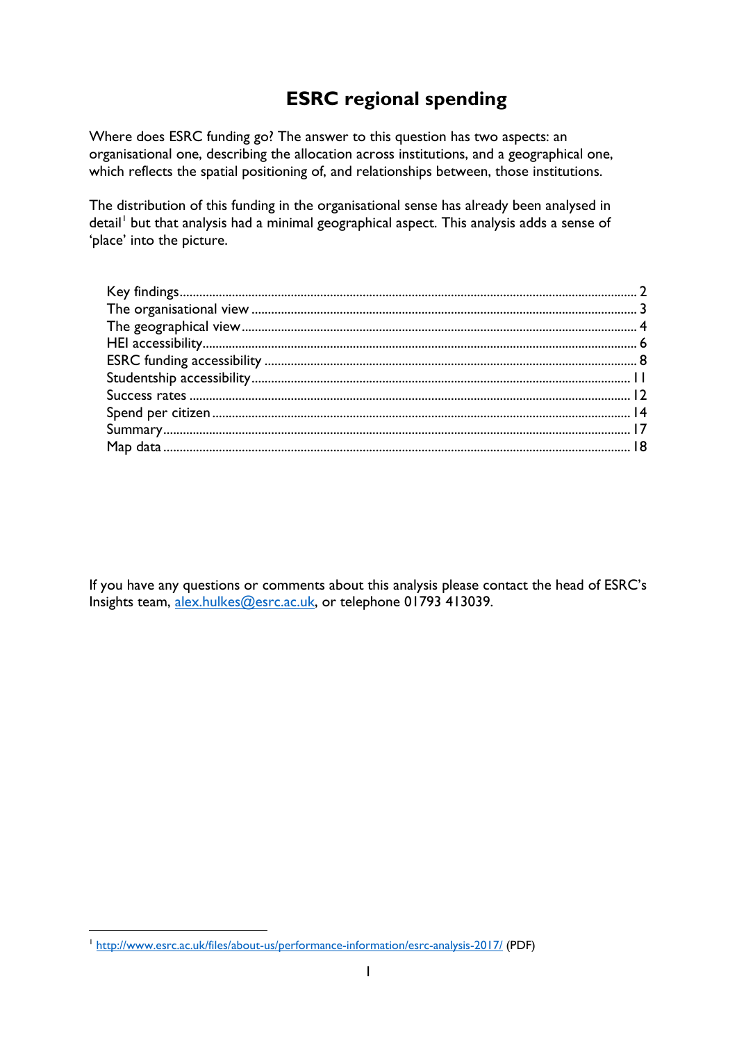# ESRC regional spending

Where does ESRC funding go? The answer to this question has two aspects: an organisational one, describing the allocation across institutions, and a geographical one, which reflects the spatial positioning of, and relationships between, those institutions.

The distribution of this funding in the organisational sense has already been analysed in detail[1] but that analysis had a minimal geographical aspect. This analysis adds a sense of 'place' into the picture.

- Key findings ........................................................ 2
- The organisational view ........................................... 3
- The geographical view ............................................. 4
- HEI accessibility ..................................................... 6
- ESRC funding accessibility ....................................... 8
- Studentship accessibility ......................................... 11
- Success rates ......................................................... 12
- Spend per citizen .................................................... 14
- Summary ................................................................ 17
- Map data ................................................................ 18

If you have any questions or comments about this analysis please contact the head of ESRC's Insights team, alex.hulkes@esrc.ac.uk, or telephone 01793 413039.

---

[1] http://www.esrc.ac.uk/files/about-us/performance-information/esrc-analysis-2017/ (PDF)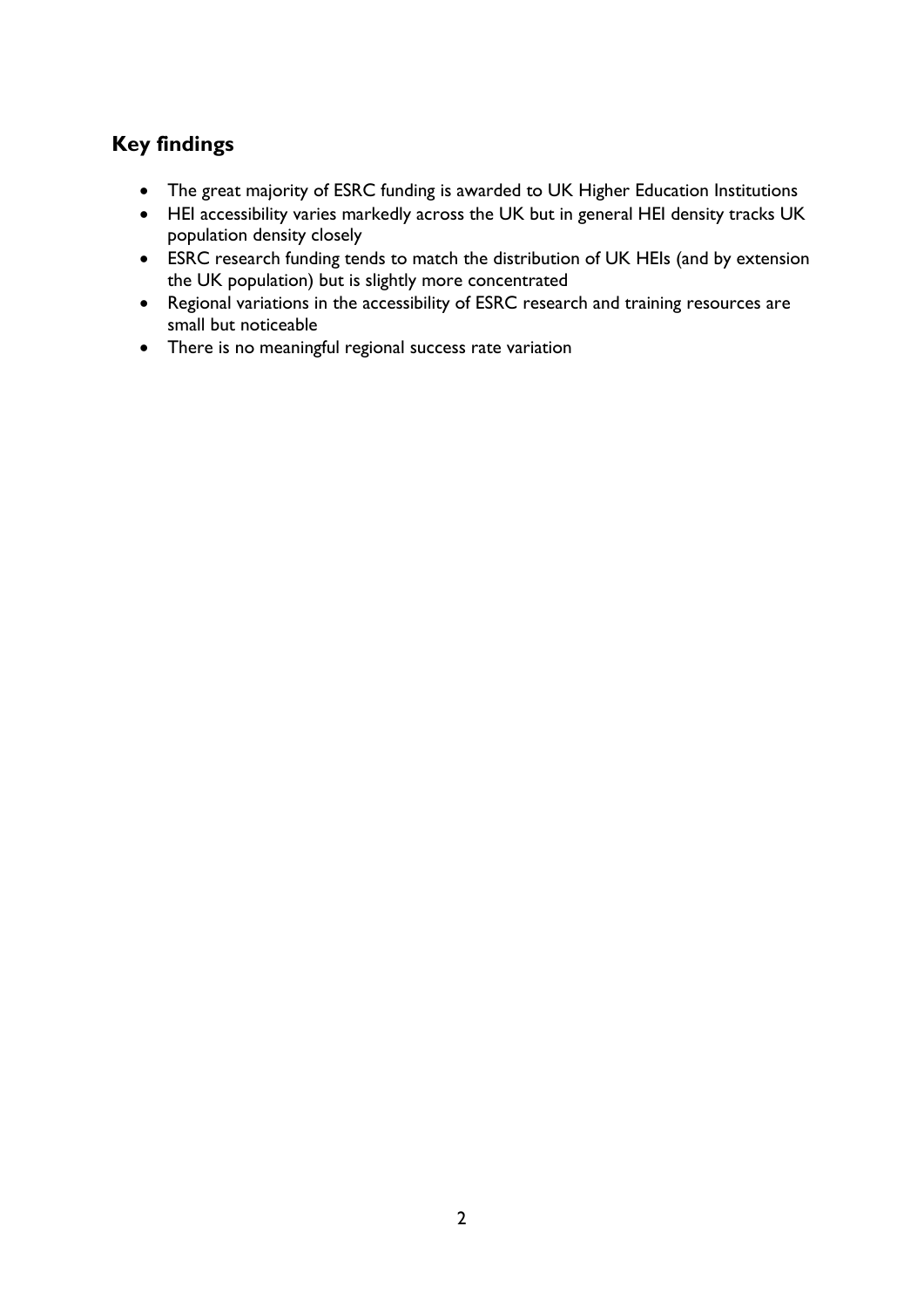## Key findings

- The great majority of ESRC funding is awarded to UK Higher Education Institutions
- HEI accessibility varies markedly across the UK but in general HEI density tracks UK population density closely
- ESRC research funding tends to match the distribution of UK HEIs (and by extension the UK population) but is slightly more concentrated
- Regional variations in the accessibility of ESRC research and training resources are small but noticeable
- There is no meaningful regional success rate variation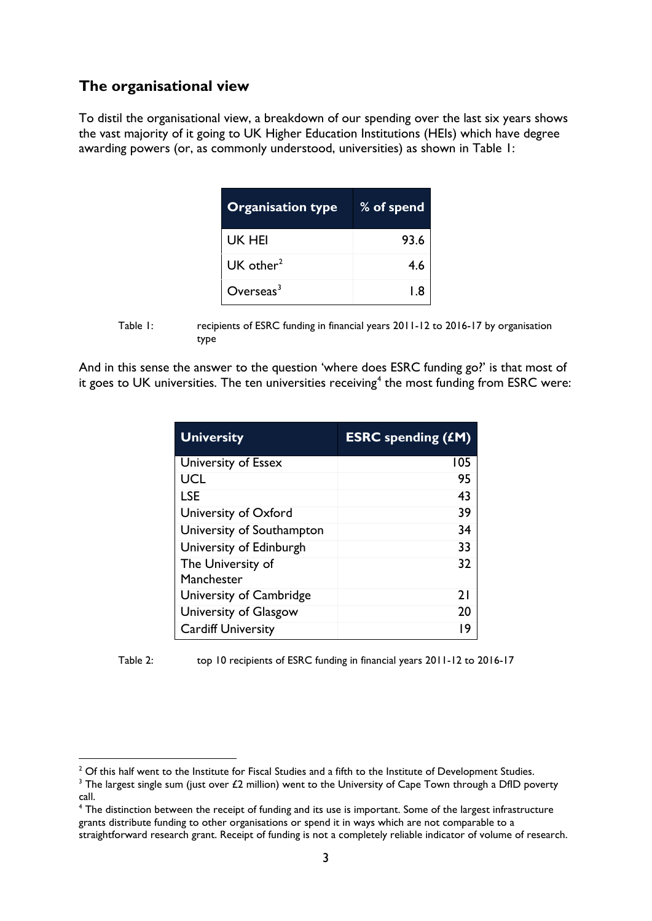## The organisational view

To distil the organisational view, a breakdown of our spending over the last six years shows the vast majority of it going to UK Higher Education Institutions (HEIs) which have degree awarding powers (or, as commonly understood, universities) as shown in Table 1:

| Organisation type | % of spend |
|---|---|
| UK HEI | 93.6 |
| UK other[2] | 4.6 |
| Overseas[3] | 1.8 |

Table 1: recipients of ESRC funding in financial years 2011-12 to 2016-17 by organisation type

And in this sense the answer to the question 'where does ESRC funding go?' is that most of it goes to UK universities. The ten universities receiving[4] the most funding from ESRC were:

| University | ESRC spending (£M) |
|---|---|
| University of Essex | 105 |
| UCL | 95 |
| LSE | 43 |
| University of Oxford | 39 |
| University of Southampton | 34 |
| University of Edinburgh | 33 |
| The University of Manchester | 32 |
| University of Cambridge | 21 |
| University of Glasgow | 20 |
| Cardiff University | 19 |

Table 2: top 10 recipients of ESRC funding in financial years 2011-12 to 2016-17

[2] Of this half went to the Institute for Fiscal Studies and a fifth to the Institute of Development Studies.

[3] The largest single sum (just over £2 million) went to the University of Cape Town through a DfID poverty call.

[4] The distinction between the receipt of funding and its use is important. Some of the largest infrastructure grants distribute funding to other organisations or spend it in ways which are not comparable to a straightforward research grant. Receipt of funding is not a completely reliable indicator of volume of research.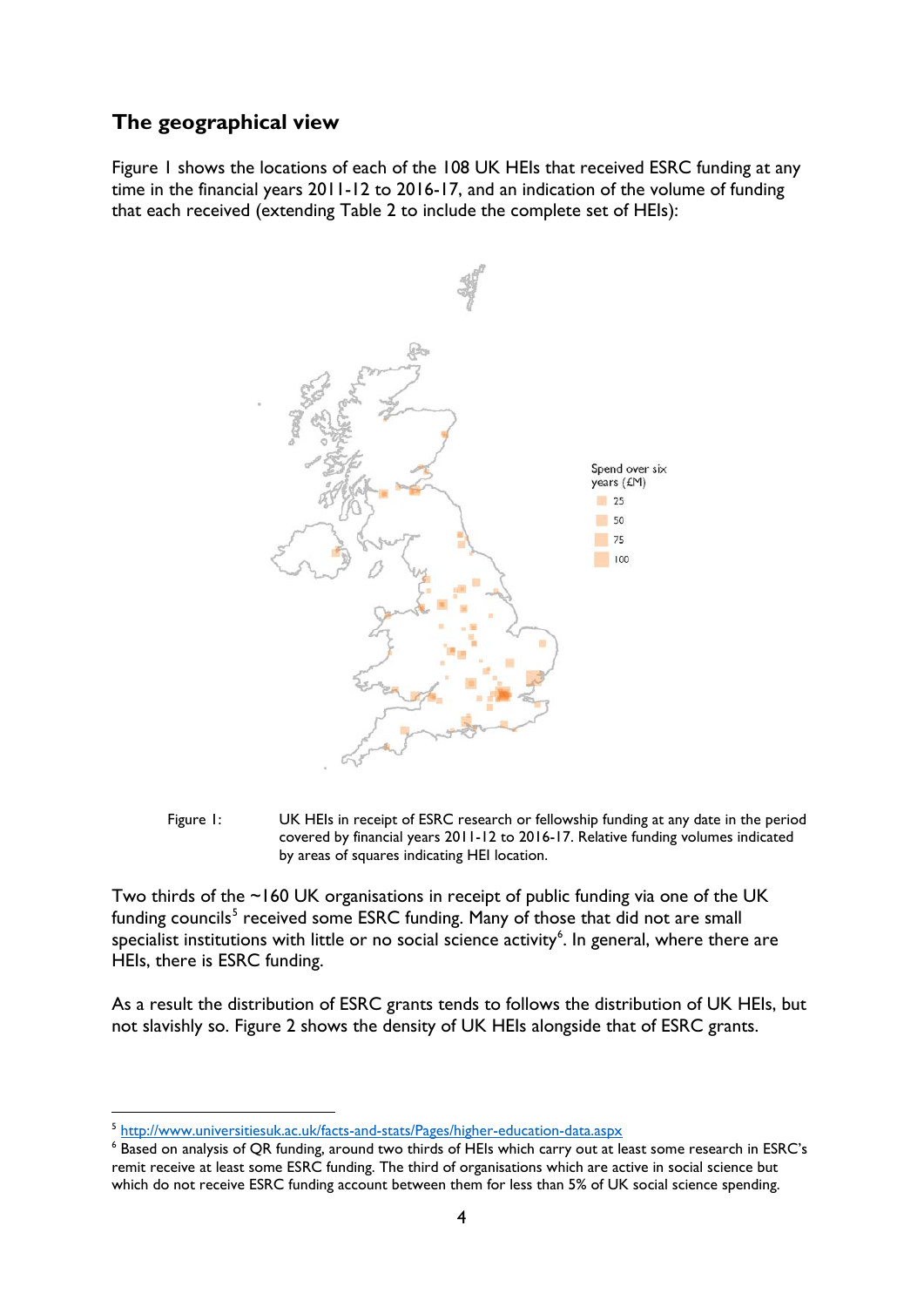## The geographical view

Figure 1 shows the locations of each of the 108 UK HEIs that received ESRC funding at any time in the financial years 2011-12 to 2016-17, and an indication of the volume of funding that each received (extending Table 2 to include the complete set of HEIs):

Figure 1: UK HEIs in receipt of ESRC research or fellowship funding at any date in the period covered by financial years 2011-12 to 2016-17. Relative funding volumes indicated by areas of squares indicating HEI location.

Two thirds of the ~160 UK organisations in receipt of public funding via one of the UK funding councils[5] received some ESRC funding. Many of those that did not are small specialist institutions with little or no social science activity[6]. In general, where there are HEIs, there is ESRC funding.

As a result the distribution of ESRC grants tends to follows the distribution of UK HEIs, but not slavishly so. Figure 2 shows the density of UK HEIs alongside that of ESRC grants.

[5] http://www.universitiesuk.ac.uk/facts-and-stats/Pages/higher-education-data.aspx

[6] Based on analysis of QR funding, around two thirds of HEIs which carry out at least some research in ESRC's remit receive at least some ESRC funding. The third of organisations which are active in social science but which do not receive ESRC funding account between them for less than 5% of UK social science spending.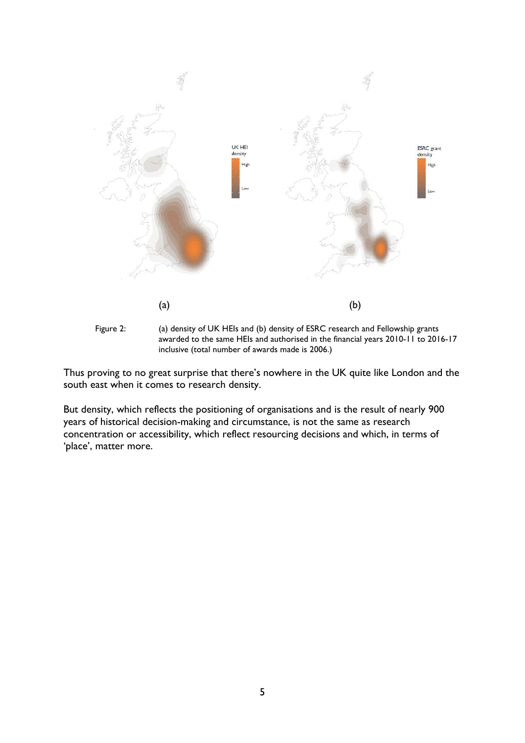(a) (b)

Figure 2: (a) density of UK HEIs and (b) density of ESRC research and Fellowship grants awarded to the same HEIs and authorised in the financial years 2010-11 to 2016-17 inclusive (total number of awards made is 2006.)

Thus proving to no great surprise that there's nowhere in the UK quite like London and the south east when it comes to research density.

But density, which reflects the positioning of organisations and is the result of nearly 900 years of historical decision-making and circumstance, is not the same as research concentration or accessibility, which reflect resourcing decisions and which, in terms of 'place', matter more.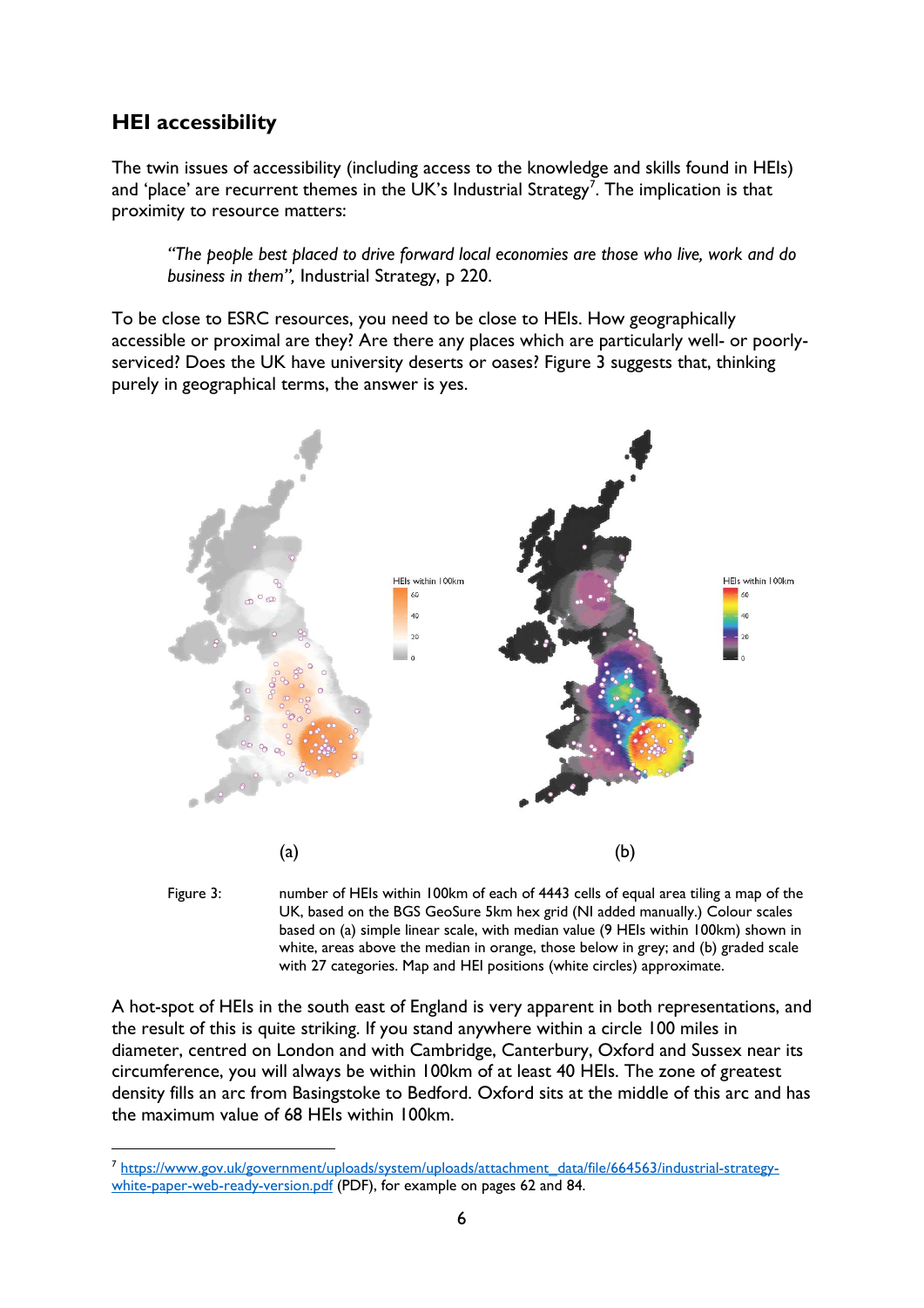## HEI accessibility

The twin issues of accessibility (including access to the knowledge and skills found in HEIs) and 'place' are recurrent themes in the UK's Industrial Strategy[7]. The implication is that proximity to resource matters:

> *"The people best placed to drive forward local economies are those who live, work and do business in them",* Industrial Strategy, p 220.

To be close to ESRC resources, you need to be close to HEIs. How geographically accessible or proximal are they? Are there any places which are particularly well- or poorly-serviced? Does the UK have university deserts or oases? Figure 3 suggests that, thinking purely in geographical terms, the answer is yes.

(a) (b)

Figure 3: number of HEIs within 100km of each of 4443 cells of equal area tiling a map of the UK, based on the BGS GeoSure 5km hex grid (NI added manually.) Colour scales based on (a) simple linear scale, with median value (9 HEIs within 100km) shown in white, areas above the median in orange, those below in grey; and (b) graded scale with 27 categories. Map and HEI positions (white circles) approximate.

A hot-spot of HEIs in the south east of England is very apparent in both representations, and the result of this is quite striking. If you stand anywhere within a circle 100 miles in diameter, centred on London and with Cambridge, Canterbury, Oxford and Sussex near its circumference, you will always be within 100km of at least 40 HEIs. The zone of greatest density fills an arc from Basingstoke to Bedford. Oxford sits at the middle of this arc and has the maximum value of 68 HEIs within 100km.

---

[7] https://www.gov.uk/government/uploads/system/uploads/attachment_data/file/664563/industrial-strategy-white-paper-web-ready-version.pdf (PDF), for example on pages 62 and 84.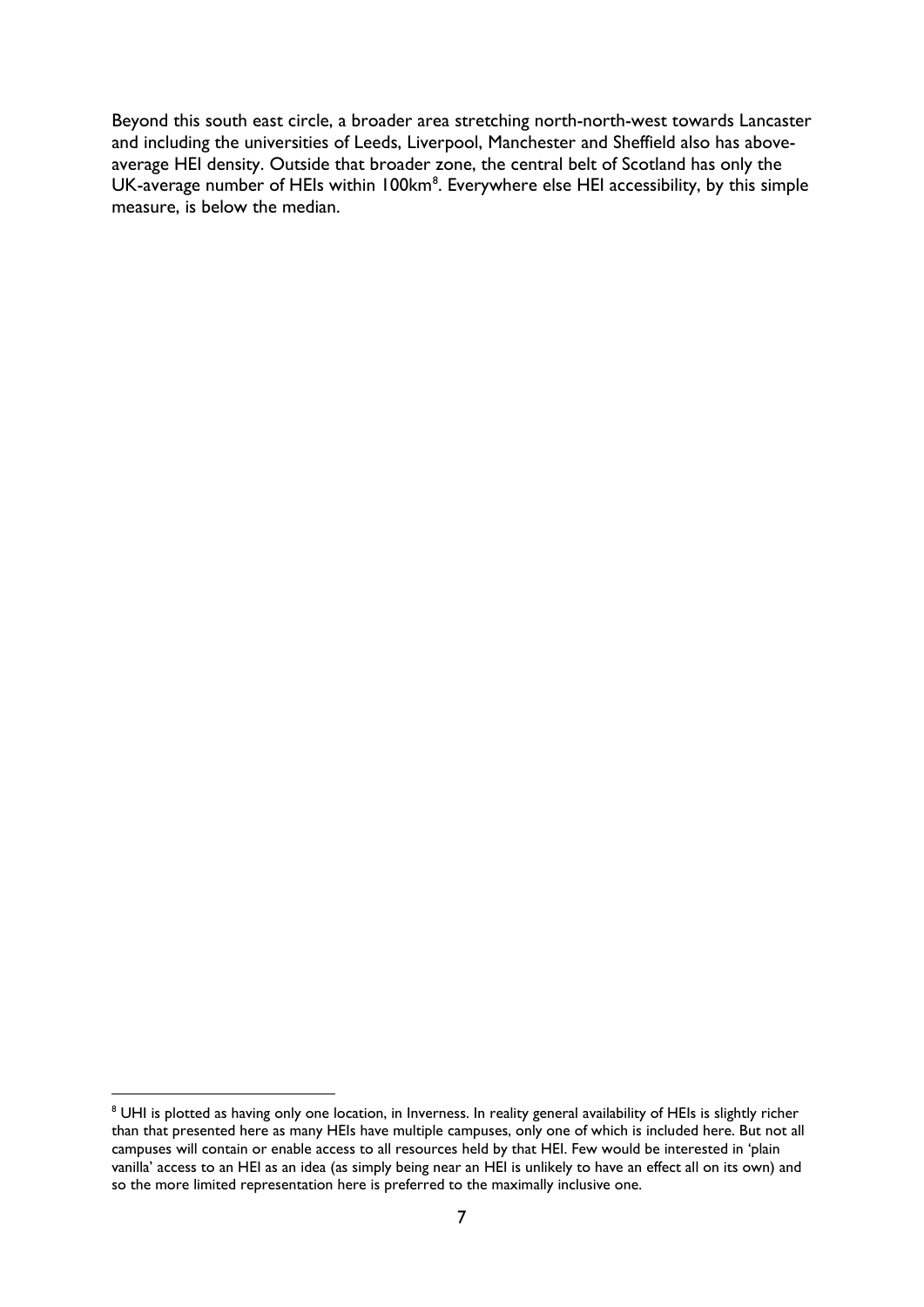Beyond this south east circle, a broader area stretching north-north-west towards Lancaster and including the universities of Leeds, Liverpool, Manchester and Sheffield also has above-average HEI density. Outside that broader zone, the central belt of Scotland has only the UK-average number of HEIs within 100km[8]. Everywhere else HEI accessibility, by this simple measure, is below the median.

[8] UHI is plotted as having only one location, in Inverness. In reality general availability of HEIs is slightly richer than that presented here as many HEIs have multiple campuses, only one of which is included here. But not all campuses will contain or enable access to all resources held by that HEI. Few would be interested in 'plain vanilla' access to an HEI as an idea (as simply being near an HEI is unlikely to have an effect all on its own) and so the more limited representation here is preferred to the maximally inclusive one.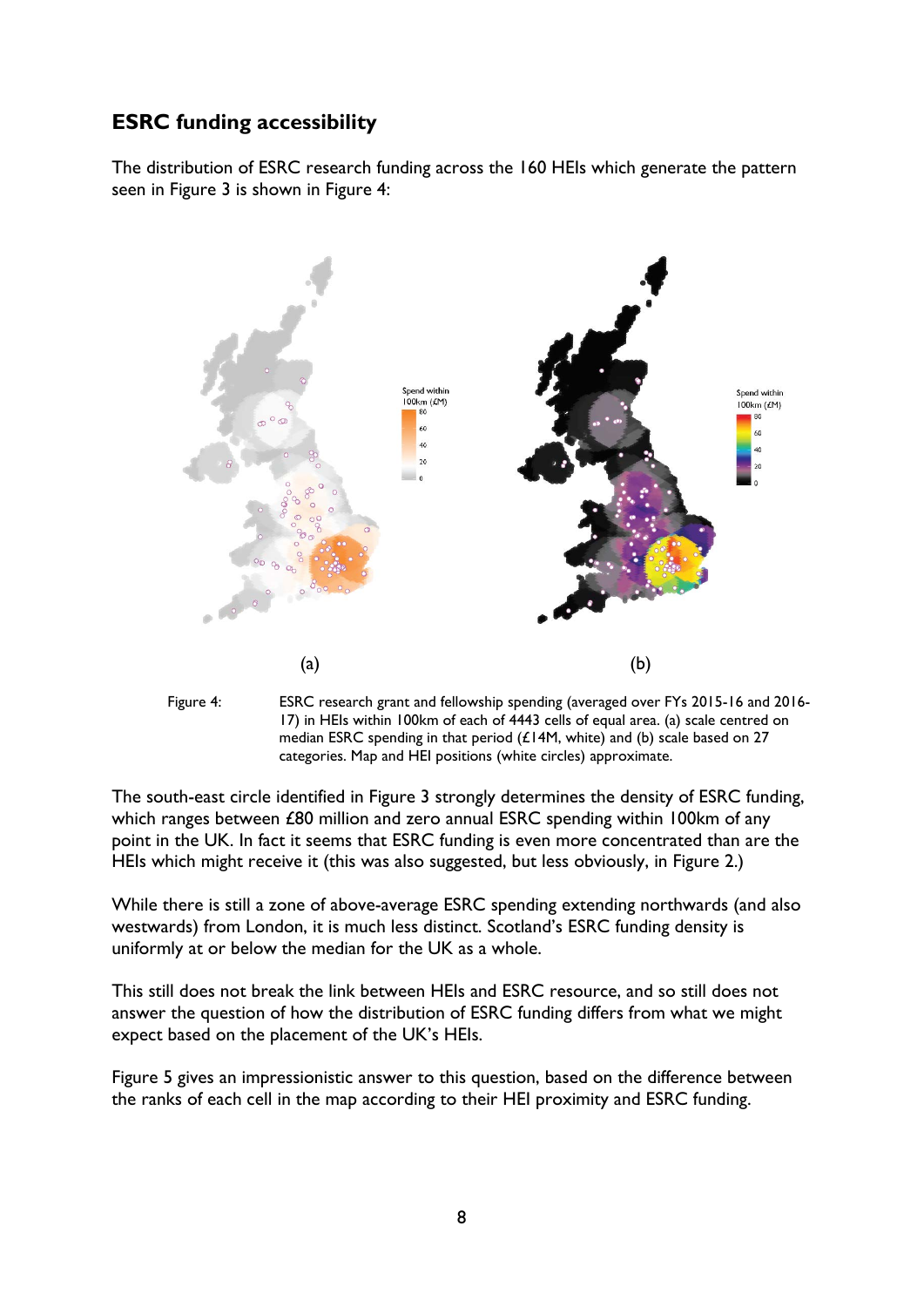## ESRC funding accessibility

The distribution of ESRC research funding across the 160 HEIs which generate the pattern seen in Figure 3 is shown in Figure 4:

(a) (b)

Figure 4: ESRC research grant and fellowship spending (averaged over FYs 2015-16 and 2016-17) in HEIs within 100km of each of 4443 cells of equal area. (a) scale centred on median ESRC spending in that period (£14M, white) and (b) scale based on 27 categories. Map and HEI positions (white circles) approximate.

The south-east circle identified in Figure 3 strongly determines the density of ESRC funding, which ranges between £80 million and zero annual ESRC spending within 100km of any point in the UK. In fact it seems that ESRC funding is even more concentrated than are the HEIs which might receive it (this was also suggested, but less obviously, in Figure 2.)

While there is still a zone of above-average ESRC spending extending northwards (and also westwards) from London, it is much less distinct. Scotland's ESRC funding density is uniformly at or below the median for the UK as a whole.

This still does not break the link between HEIs and ESRC resource, and so still does not answer the question of how the distribution of ESRC funding differs from what we might expect based on the placement of the UK's HEIs.

Figure 5 gives an impressionistic answer to this question, based on the difference between the ranks of each cell in the map according to their HEI proximity and ESRC funding.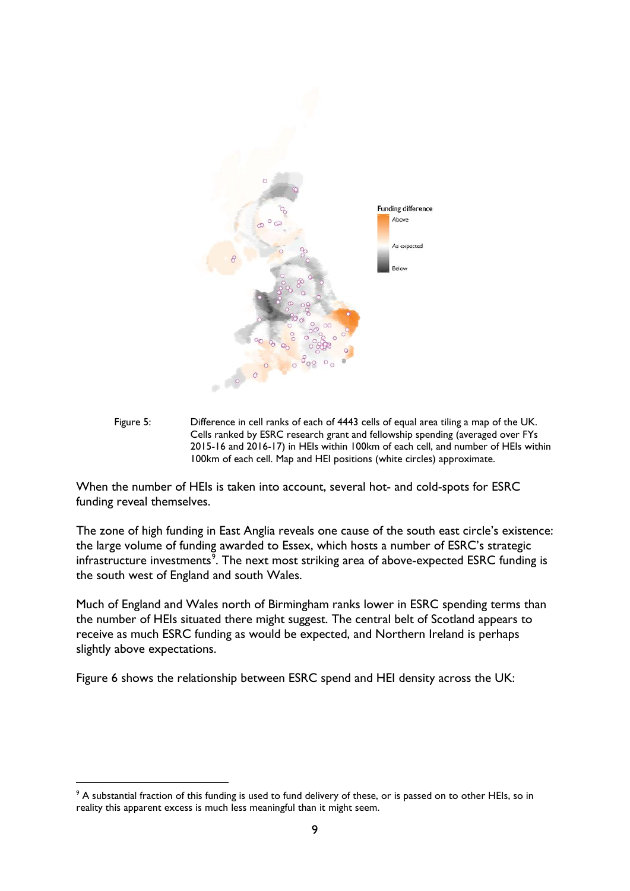Funding difference

Above

As expected

Below

Figure 5: Difference in cell ranks of each of 4443 cells of equal area tiling a map of the UK. Cells ranked by ESRC research grant and fellowship spending (averaged over FYs 2015-16 and 2016-17) in HEIs within 100km of each cell, and number of HEIs within 100km of each cell. Map and HEI positions (white circles) approximate.

When the number of HEIs is taken into account, several hot- and cold-spots for ESRC funding reveal themselves.

The zone of high funding in East Anglia reveals one cause of the south east circle's existence: the large volume of funding awarded to Essex, which hosts a number of ESRC's strategic infrastructure investments[9]. The next most striking area of above-expected ESRC funding is the south west of England and south Wales.

Much of England and Wales north of Birmingham ranks lower in ESRC spending terms than the number of HEIs situated there might suggest. The central belt of Scotland appears to receive as much ESRC funding as would be expected, and Northern Ireland is perhaps slightly above expectations.

Figure 6 shows the relationship between ESRC spend and HEI density across the UK:

[9] A substantial fraction of this funding is used to fund delivery of these, or is passed on to other HEIs, so in reality this apparent excess is much less meaningful than it might seem.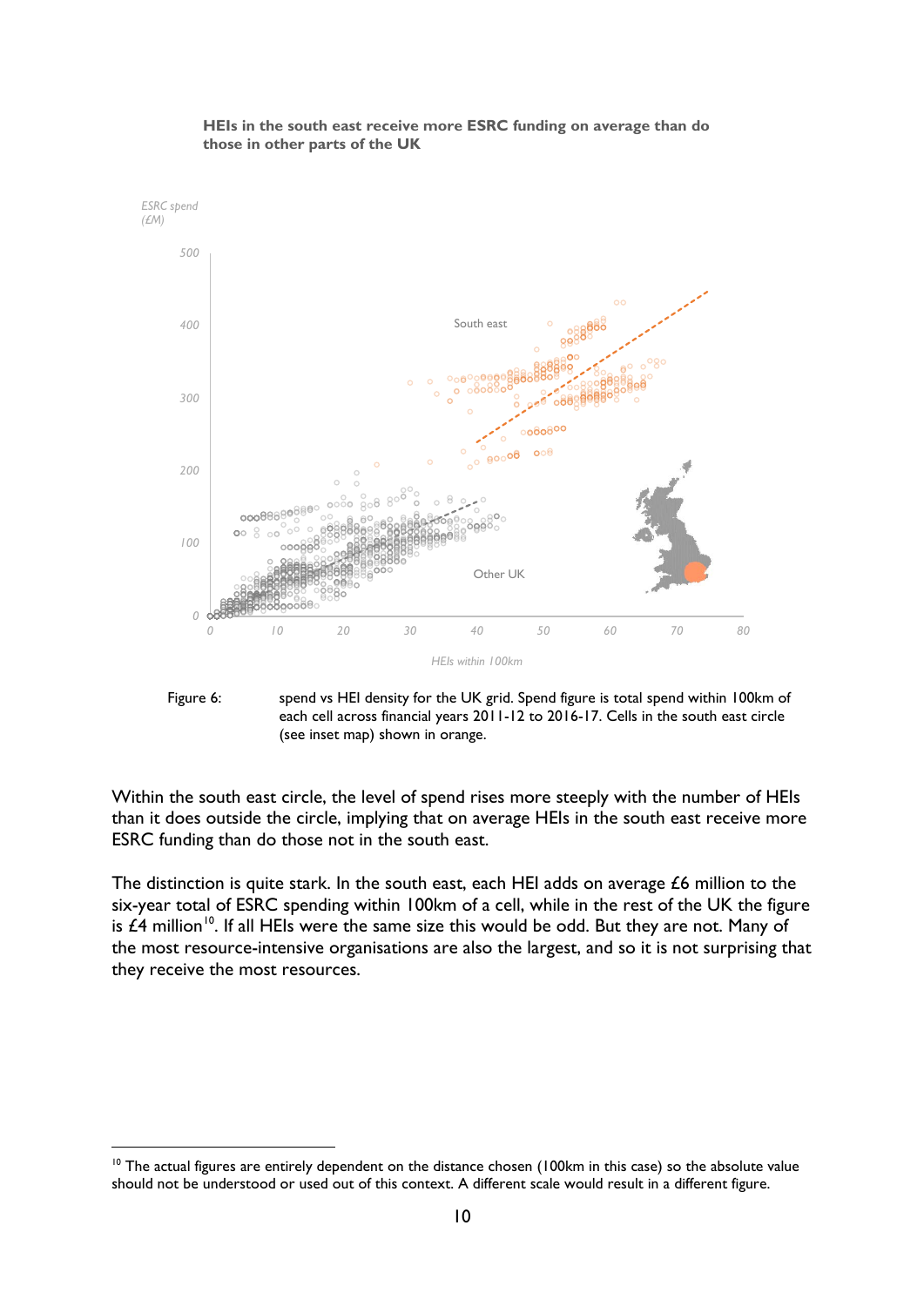**HEIs in the south east receive more ESRC funding on average than do those in other parts of the UK**

Figure 6: spend vs HEI density for the UK grid. Spend figure is total spend within 100km of each cell across financial years 2011-12 to 2016-17. Cells in the south east circle (see inset map) shown in orange.

Within the south east circle, the level of spend rises more steeply with the number of HEIs than it does outside the circle, implying that on average HEIs in the south east receive more ESRC funding than do those not in the south east.

The distinction is quite stark. In the south east, each HEI adds on average £6 million to the six-year total of ESRC spending within 100km of a cell, while in the rest of the UK the figure is £4 million[10]. If all HEIs were the same size this would be odd. But they are not. Many of the most resource-intensive organisations are also the largest, and so it is not surprising that they receive the most resources.

[10] The actual figures are entirely dependent on the distance chosen (100km in this case) so the absolute value should not be understood or used out of this context. A different scale would result in a different figure.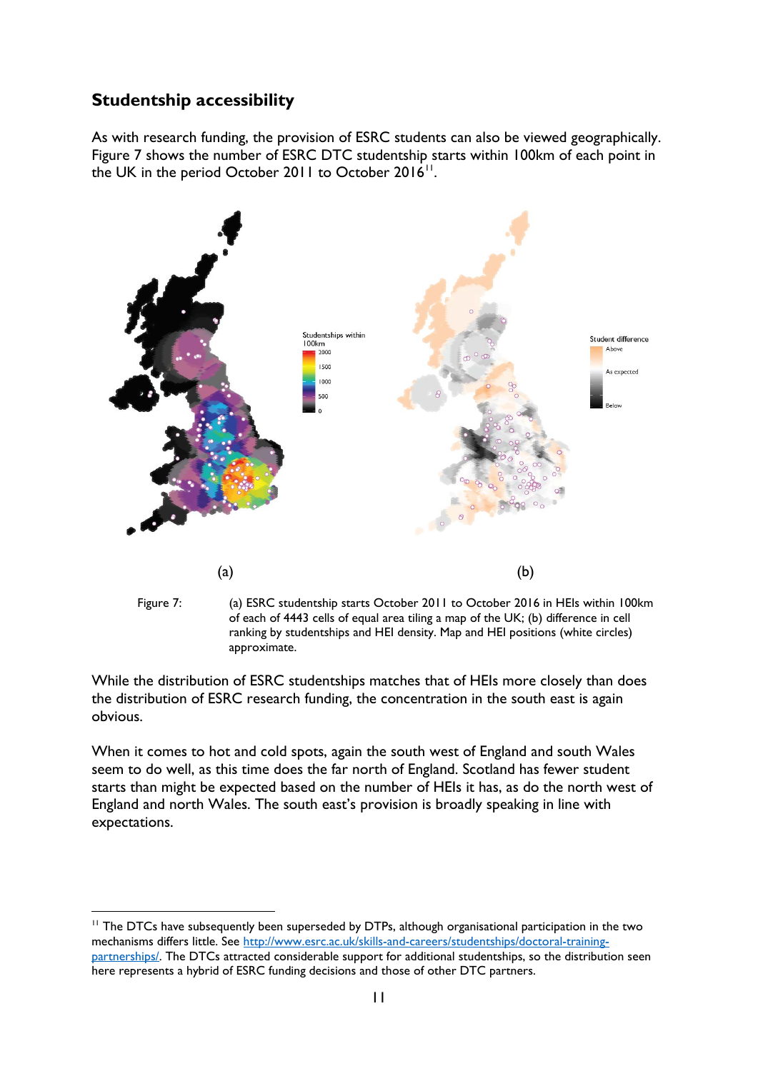## Studentship accessibility

As with research funding, the provision of ESRC students can also be viewed geographically. Figure 7 shows the number of ESRC DTC studentship starts within 100km of each point in the UK in the period October 2011 to October 2016[11].

(a) (b)

Figure 7: (a) ESRC studentship starts October 2011 to October 2016 in HEIs within 100km of each of 4443 cells of equal area tiling a map of the UK; (b) difference in cell ranking by studentships and HEI density. Map and HEI positions (white circles) approximate.

While the distribution of ESRC studentships matches that of HEIs more closely than does the distribution of ESRC research funding, the concentration in the south east is again obvious.

When it comes to hot and cold spots, again the south west of England and south Wales seem to do well, as this time does the far north of England. Scotland has fewer student starts than might be expected based on the number of HEIs it has, as do the north west of England and north Wales. The south east's provision is broadly speaking in line with expectations.

[11] The DTCs have subsequently been superseded by DTPs, although organisational participation in the two mechanisms differs little. See http://www.esrc.ac.uk/skills-and-careers/studentships/doctoral-training-partnerships/. The DTCs attracted considerable support for additional studentships, so the distribution seen here represents a hybrid of ESRC funding decisions and those of other DTC partners.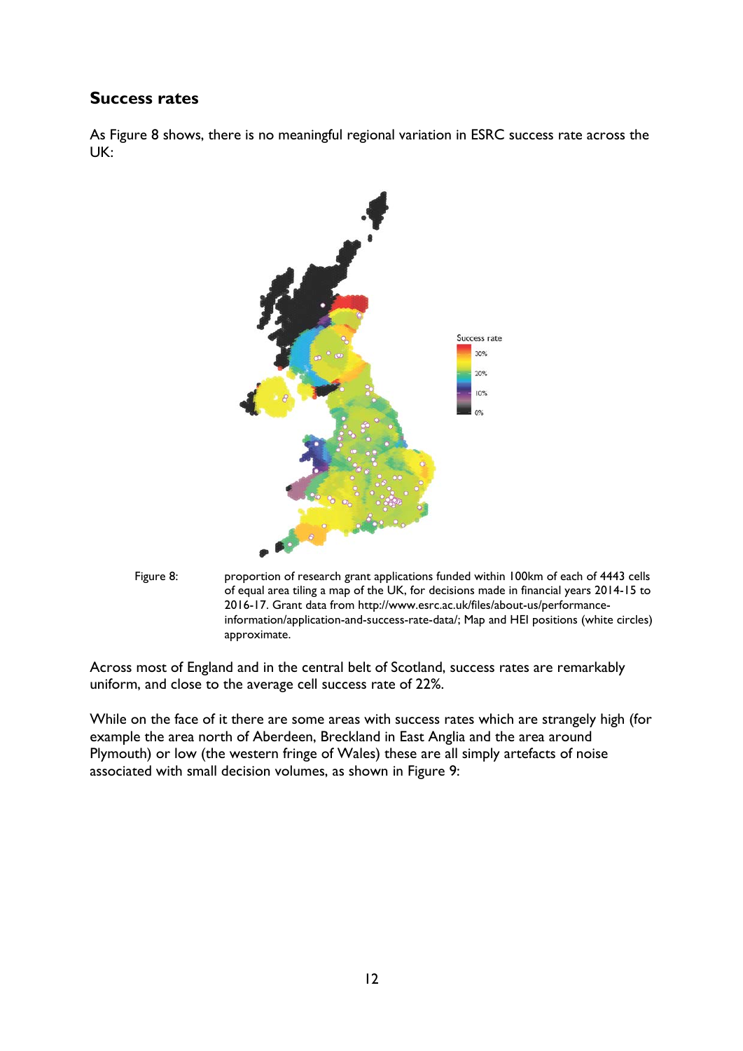## Success rates

As Figure 8 shows, there is no meaningful regional variation in ESRC success rate across the UK:

Figure 8: proportion of research grant applications funded within 100km of each of 4443 cells of equal area tiling a map of the UK, for decisions made in financial years 2014-15 to 2016-17. Grant data from http://www.esrc.ac.uk/files/about-us/performance-information/application-and-success-rate-data/; Map and HEI positions (white circles) approximate.

Across most of England and in the central belt of Scotland, success rates are remarkably uniform, and close to the average cell success rate of 22%.

While on the face of it there are some areas with success rates which are strangely high (for example the area north of Aberdeen, Breckland in East Anglia and the area around Plymouth) or low (the western fringe of Wales) these are all simply artefacts of noise associated with small decision volumes, as shown in Figure 9: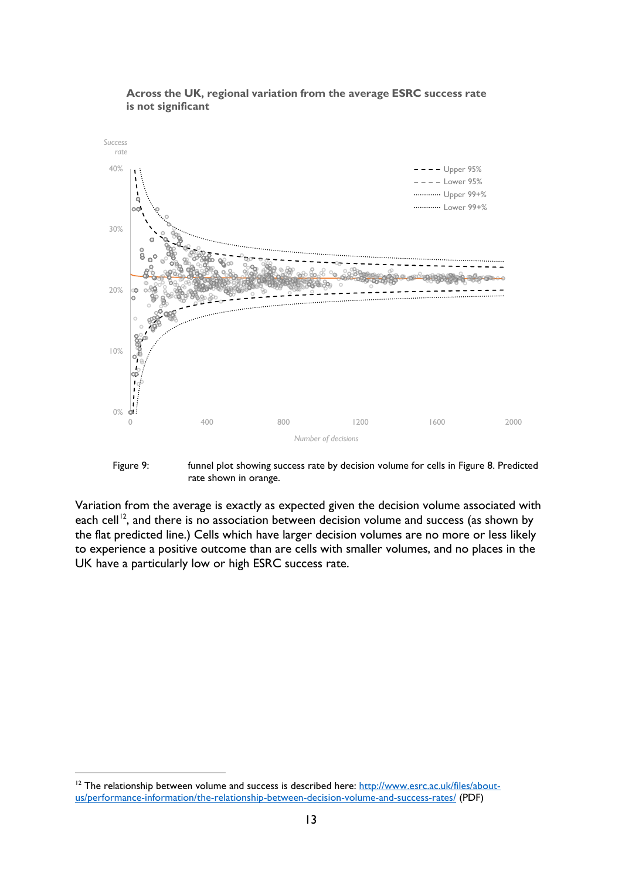**Across the UK, regional variation from the average ESRC success rate is not significant**

Figure 9: funnel plot showing success rate by decision volume for cells in Figure 8. Predicted rate shown in orange.

Variation from the average is exactly as expected given the decision volume associated with each cell[12], and there is no association between decision volume and success (as shown by the flat predicted line.) Cells which have larger decision volumes are no more or less likely to experience a positive outcome than are cells with smaller volumes, and no places in the UK have a particularly low or high ESRC success rate.

[12] The relationship between volume and success is described here: [http://www.esrc.ac.uk/files/about-us/performance-information/the-relationship-between-decision-volume-and-success-rates/](http://www.esrc.ac.uk/files/about-us/performance-information/the-relationship-between-decision-volume-and-success-rates/) (PDF)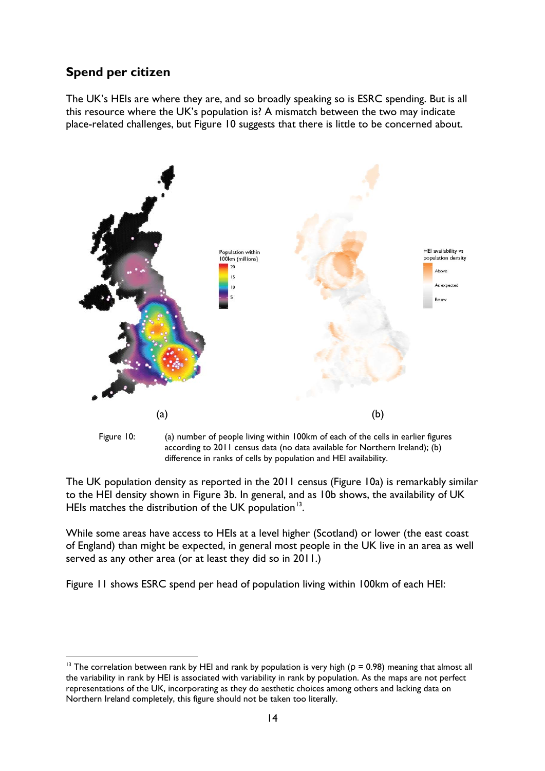## Spend per citizen

The UK's HEIs are where they are, and so broadly speaking so is ESRC spending. But is all this resource where the UK's population is? A mismatch between the two may indicate place-related challenges, but Figure 10 suggests that there is little to be concerned about.

Figure 10: (a) number of people living within 100km of each of the cells in earlier figures according to 2011 census data (no data available for Northern Ireland); (b) difference in ranks of cells by population and HEI availability.

The UK population density as reported in the 2011 census (Figure 10a) is remarkably similar to the HEI density shown in Figure 3b. In general, and as 10b shows, the availability of UK HEIs matches the distribution of the UK population[13].

While some areas have access to HEIs at a level higher (Scotland) or lower (the east coast of England) than might be expected, in general most people in the UK live in an area as well served as any other area (or at least they did so in 2011.)

Figure 11 shows ESRC spend per head of population living within 100km of each HEI:

[13] The correlation between rank by HEI and rank by population is very high (ρ = 0.98) meaning that almost all the variability in rank by HEI is associated with variability in rank by population. As the maps are not perfect representations of the UK, incorporating as they do aesthetic choices among others and lacking data on Northern Ireland completely, this figure should not be taken too literally.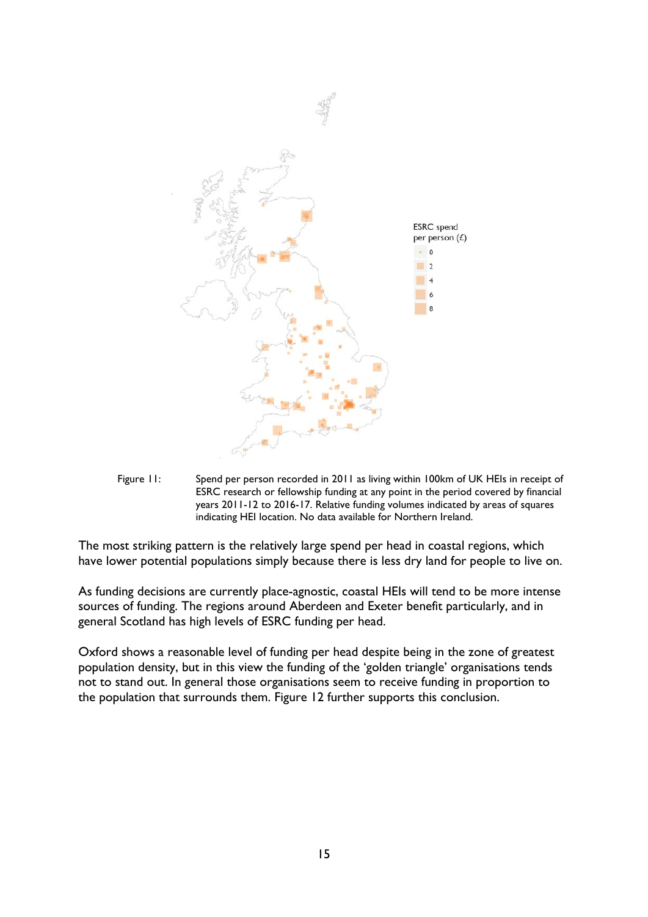Figure 11: Spend per person recorded in 2011 as living within 100km of UK HEIs in receipt of ESRC research or fellowship funding at any point in the period covered by financial years 2011-12 to 2016-17. Relative funding volumes indicated by areas of squares indicating HEI location. No data available for Northern Ireland.

The most striking pattern is the relatively large spend per head in coastal regions, which have lower potential populations simply because there is less dry land for people to live on.

As funding decisions are currently place-agnostic, coastal HEIs will tend to be more intense sources of funding. The regions around Aberdeen and Exeter benefit particularly, and in general Scotland has high levels of ESRC funding per head.

Oxford shows a reasonable level of funding per head despite being in the zone of greatest population density, but in this view the funding of the 'golden triangle' organisations tends not to stand out. In general those organisations seem to receive funding in proportion to the population that surrounds them. Figure 12 further supports this conclusion.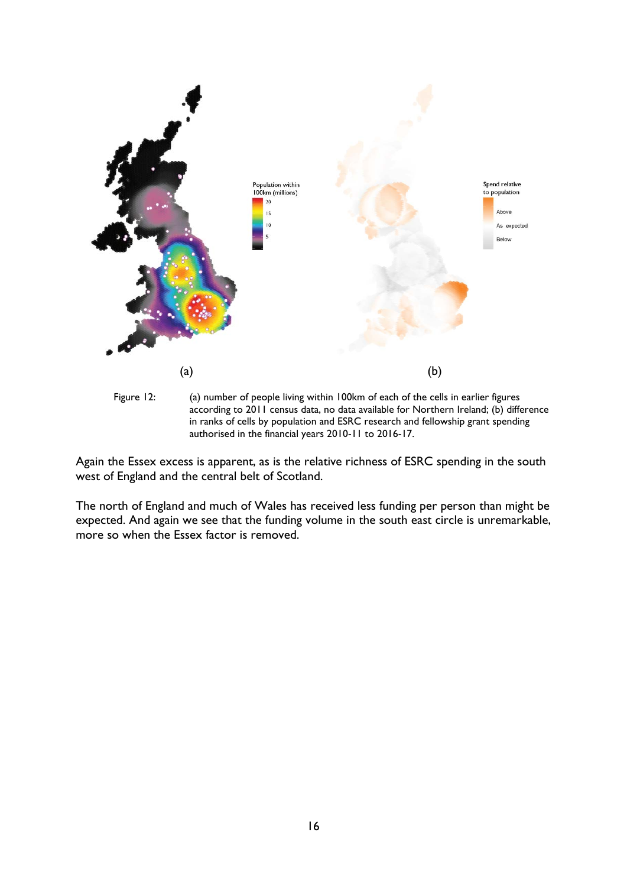(a) (b)

Figure 12: (a) number of people living within 100km of each of the cells in earlier figures according to 2011 census data, no data available for Northern Ireland; (b) difference in ranks of cells by population and ESRC research and fellowship grant spending authorised in the financial years 2010-11 to 2016-17.

Again the Essex excess is apparent, as is the relative richness of ESRC spending in the south west of England and the central belt of Scotland.

The north of England and much of Wales has received less funding per person than might be expected. And again we see that the funding volume in the south east circle is unremarkable, more so when the Essex factor is removed.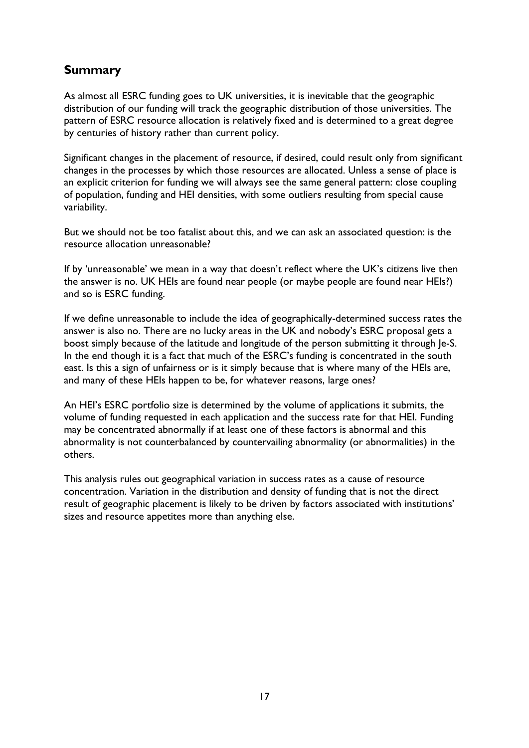## Summary

As almost all ESRC funding goes to UK universities, it is inevitable that the geographic distribution of our funding will track the geographic distribution of those universities. The pattern of ESRC resource allocation is relatively fixed and is determined to a great degree by centuries of history rather than current policy.

Significant changes in the placement of resource, if desired, could result only from significant changes in the processes by which those resources are allocated. Unless a sense of place is an explicit criterion for funding we will always see the same general pattern: close coupling of population, funding and HEI densities, with some outliers resulting from special cause variability.

But we should not be too fatalist about this, and we can ask an associated question: is the resource allocation unreasonable?

If by 'unreasonable' we mean in a way that doesn't reflect where the UK's citizens live then the answer is no. UK HEIs are found near people (or maybe people are found near HEIs?) and so is ESRC funding.

If we define unreasonable to include the idea of geographically-determined success rates the answer is also no. There are no lucky areas in the UK and nobody's ESRC proposal gets a boost simply because of the latitude and longitude of the person submitting it through Je-S. In the end though it is a fact that much of the ESRC's funding is concentrated in the south east. Is this a sign of unfairness or is it simply because that is where many of the HEIs are, and many of these HEIs happen to be, for whatever reasons, large ones?

An HEI's ESRC portfolio size is determined by the volume of applications it submits, the volume of funding requested in each application and the success rate for that HEI. Funding may be concentrated abnormally if at least one of these factors is abnormal and this abnormality is not counterbalanced by countervailing abnormality (or abnormalities) in the others.

This analysis rules out geographical variation in success rates as a cause of resource concentration. Variation in the distribution and density of funding that is not the direct result of geographic placement is likely to be driven by factors associated with institutions' sizes and resource appetites more than anything else.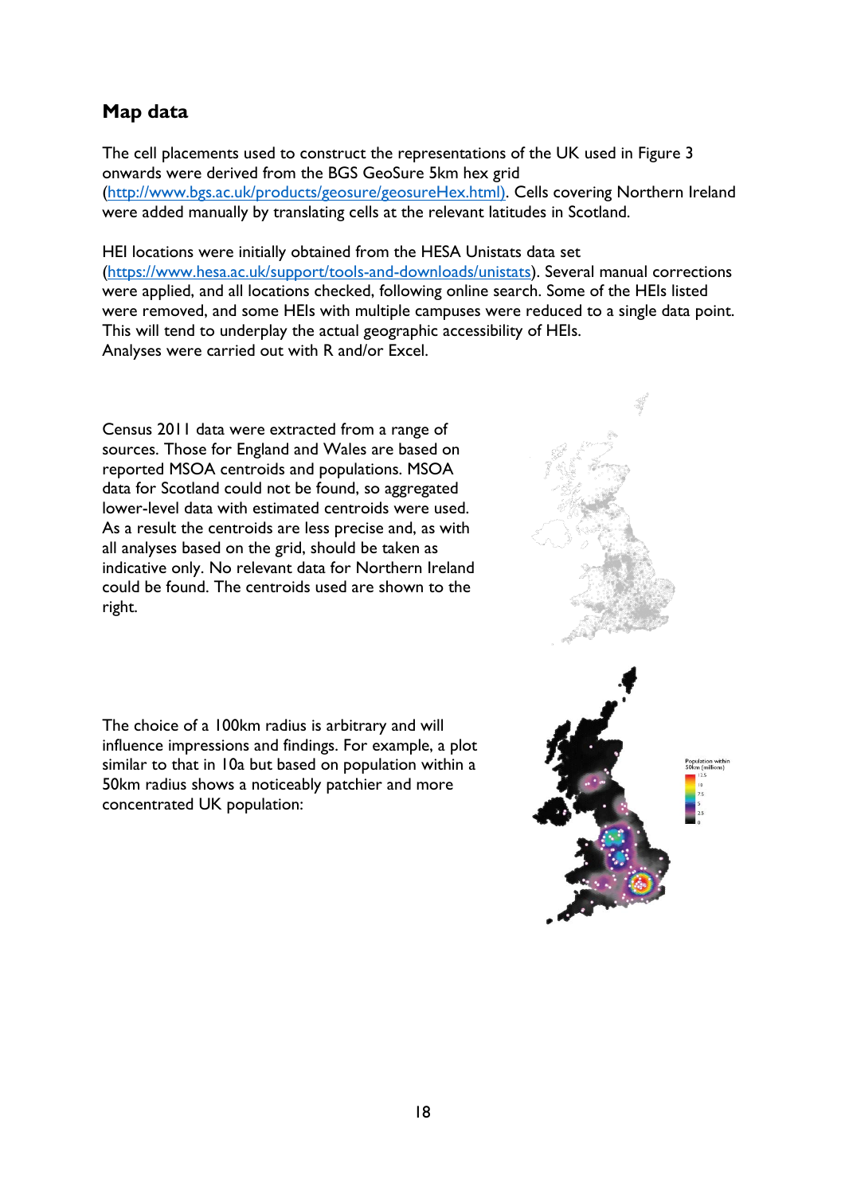## Map data

The cell placements used to construct the representations of the UK used in Figure 3 onwards were derived from the BGS GeoSure 5km hex grid (http://www.bgs.ac.uk/products/geosure/geosureHex.html). Cells covering Northern Ireland were added manually by translating cells at the relevant latitudes in Scotland.

HEI locations were initially obtained from the HESA Unistats data set (https://www.hesa.ac.uk/support/tools-and-downloads/unistats). Several manual corrections were applied, and all locations checked, following online search. Some of the HEIs listed were removed, and some HEIs with multiple campuses were reduced to a single data point. This will tend to underplay the actual geographic accessibility of HEIs.
Analyses were carried out with R and/or Excel.

Census 2011 data were extracted from a range of sources. Those for England and Wales are based on reported MSOA centroids and populations. MSOA data for Scotland could not be found, so aggregated lower-level data with estimated centroids were used. As a result the centroids are less precise and, as with all analyses based on the grid, should be taken as indicative only. No relevant data for Northern Ireland could be found. The centroids used are shown to the right.

The choice of a 100km radius is arbitrary and will influence impressions and findings. For example, a plot similar to that in 10a but based on population within a 50km radius shows a noticeably patchier and more concentrated UK population:

Population within 50km (millions)
12.5
10
7.5
5
2.5
0